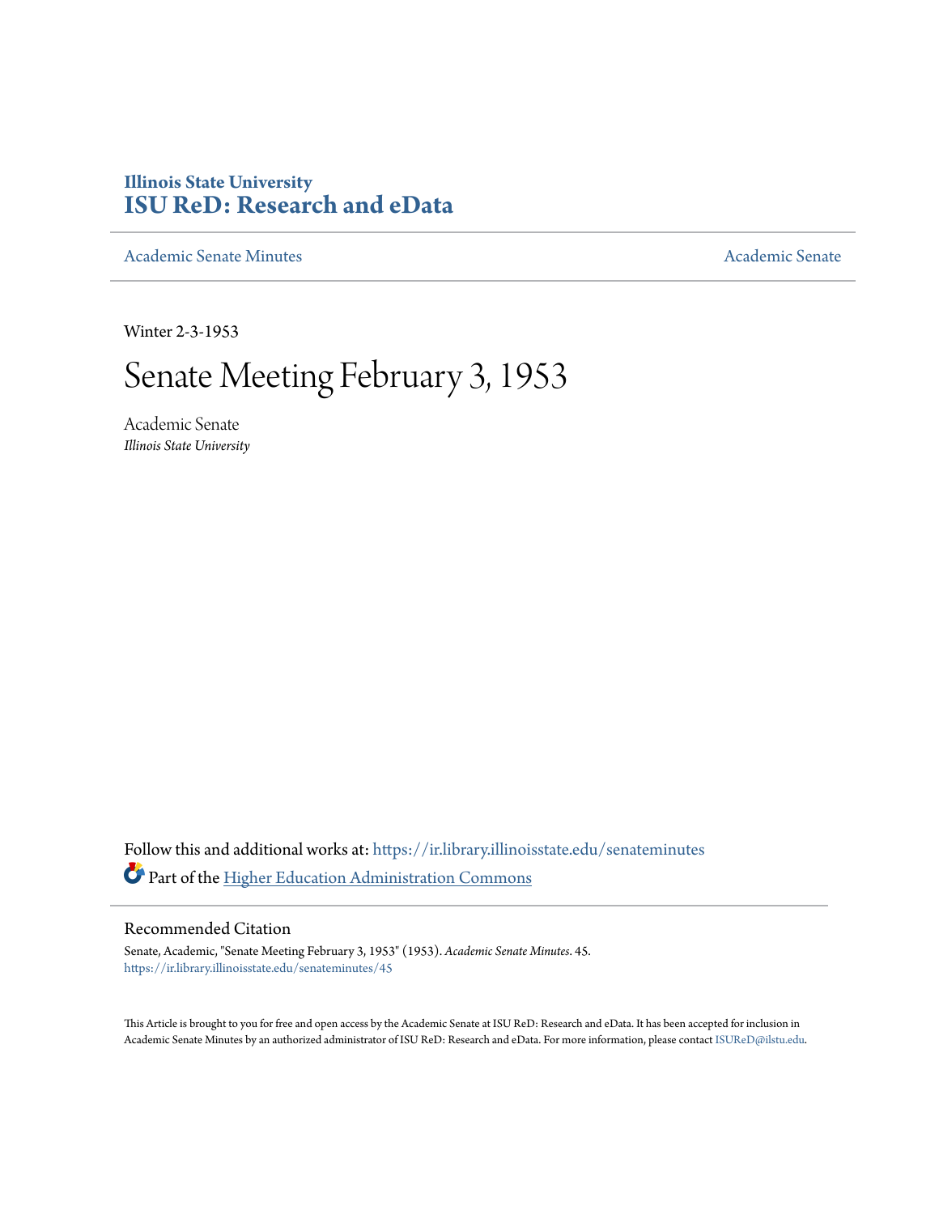Illinois State University
# ISU ReD: Research and eData

Academic Senate Minutes | Academic Senate

Winter 2-3-1953

# Senate Meeting February 3, 1953

Academic Senate
*Illinois State University*

Follow this and additional works at: https://ir.library.illinoisstate.edu/senateminutes

Part of the Higher Education Administration Commons

## Recommended Citation

Senate, Academic, "Senate Meeting February 3, 1953" (1953). *Academic Senate Minutes*. 45.
https://ir.library.illinoisstate.edu/senateminutes/45

This Article is brought to you for free and open access by the Academic Senate at ISU ReD: Research and eData. It has been accepted for inclusion in Academic Senate Minutes by an authorized administrator of ISU ReD: Research and eData. For more information, please contact ISUReD@ilstu.edu.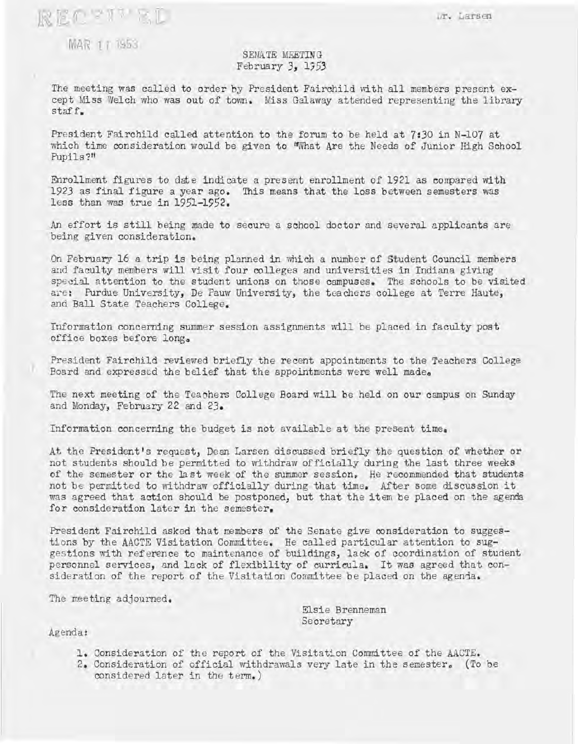RECEIVED

MAR 11 1953

Dr. Larsen

SENATE MEETING
February 3, 1953

The meeting was called to order by President Fairchild with all members present except Miss Welch who was out of town. Miss Galaway attended representing the library staff.

President Fairchild called attention to the forum to be held at 7:30 in N-107 at which time consideration would be given to "What Are the Needs of Junior High School Pupils?"

Enrollment figures to date indicate a present enrollment of 1921 as compared with 1923 as final figure a year ago. This means that the loss between semesters was less than was true in 1951-1952.

An effort is still being made to secure a school doctor and several applicants are being given consideration.

On February 16 a trip is being planned in which a number of Student Council members and faculty members will visit four colleges and universities in Indiana giving special attention to the student unions on those campuses. The schools to be visited are: Purdue University, De Pauw University, the teachers college at Terre Haute, and Ball State Teachers College.

Information concerning summer session assignments will be placed in faculty post office boxes before long.

President Fairchild reviewed briefly the recent appointments to the Teachers College Board and expressed the belief that the appointments were well made.

The next meeting of the Teachers College Board will be held on our campus on Sunday and Monday, February 22 and 23.

Information concerning the budget is not available at the present time.

At the President's request, Dean Larsen discussed briefly the question of whether or not students should be permitted to withdraw officially during the last three weeks of the semester or the last week of the summer session. He recommended that students not be permitted to withdraw officially during that time. After some discussion it was agreed that action should be postponed, but that the item be placed on the agenda for consideration later in the semester.

President Fairchild asked that members of the Senate give consideration to suggestions by the AACTE Visitation Committee. He called particular attention to suggestions with reference to maintenance of buildings, lack of coordination of student personnel services, and lack of flexibility of curricula. It was agreed that consideration of the report of the Visitation Committee be placed on the agenda.

The meeting adjourned.

Elsie Brenneman
Secretary

Agenda:

1. Consideration of the report of the Visitation Committee of the AACTE.
2. Consideration of official withdrawals very late in the semester. (To be considered later in the term.)